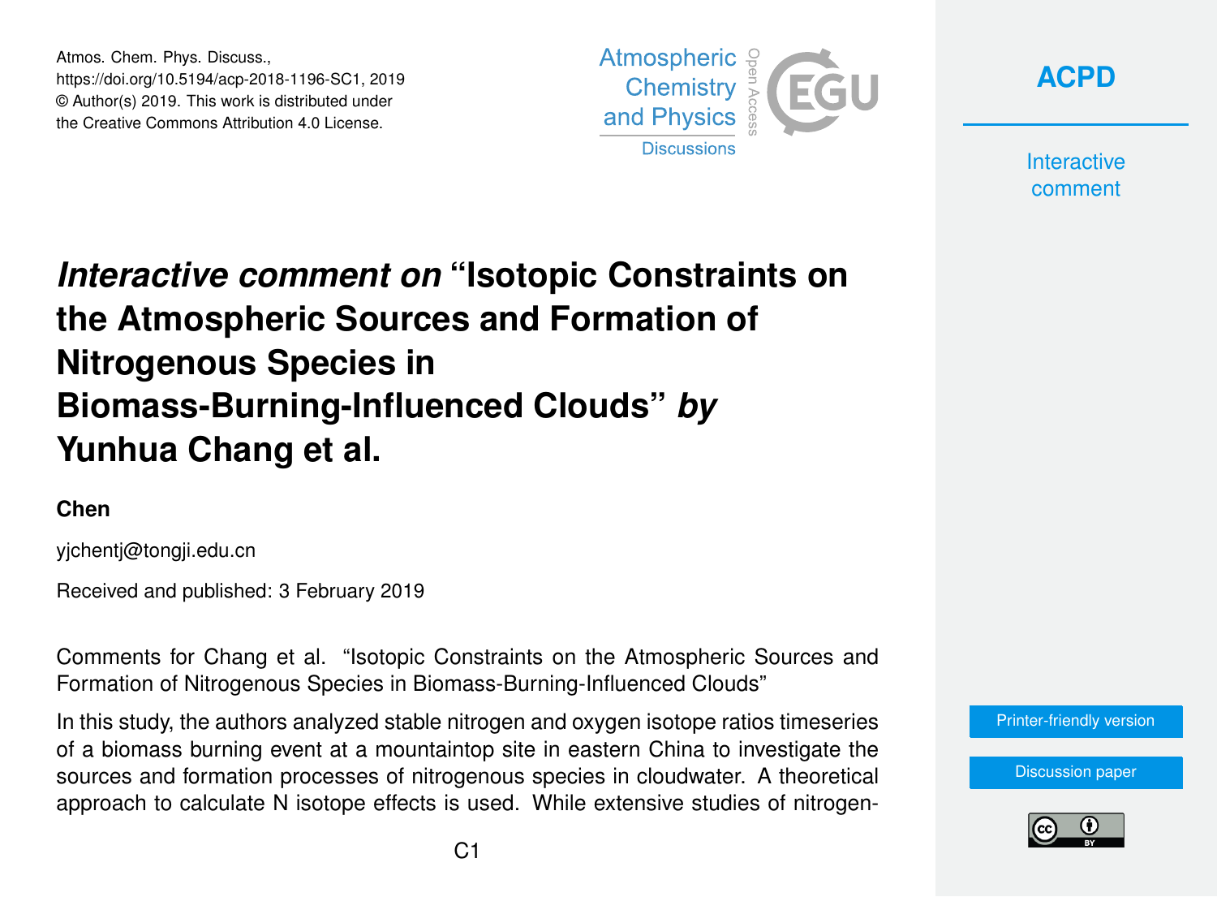Atmos. Chem. Phys. Discuss.,
https://doi.org/10.5194/acp-2018-1196-SC1, 2019
© Author(s) 2019. This work is distributed under
the Creative Commons Attribution 4.0 License.

# *Interactive comment on* "Isotopic Constraints on the Atmospheric Sources and Formation of Nitrogenous Species in Biomass-Burning-Influenced Clouds" *by* Yunhua Chang et al.

**Chen**

yjchentj@tongji.edu.cn

Received and published: 3 February 2019

Comments for Chang et al. "Isotopic Constraints on the Atmospheric Sources and Formation of Nitrogenous Species in Biomass-Burning-Influenced Clouds"

In this study, the authors analyzed stable nitrogen and oxygen isotope ratios timeseries of a biomass burning event at a mountaintop site in eastern China to investigate the sources and formation processes of nitrogenous species in cloudwater. A theoretical approach to calculate N isotope effects is used. While extensive studies of nitrogen-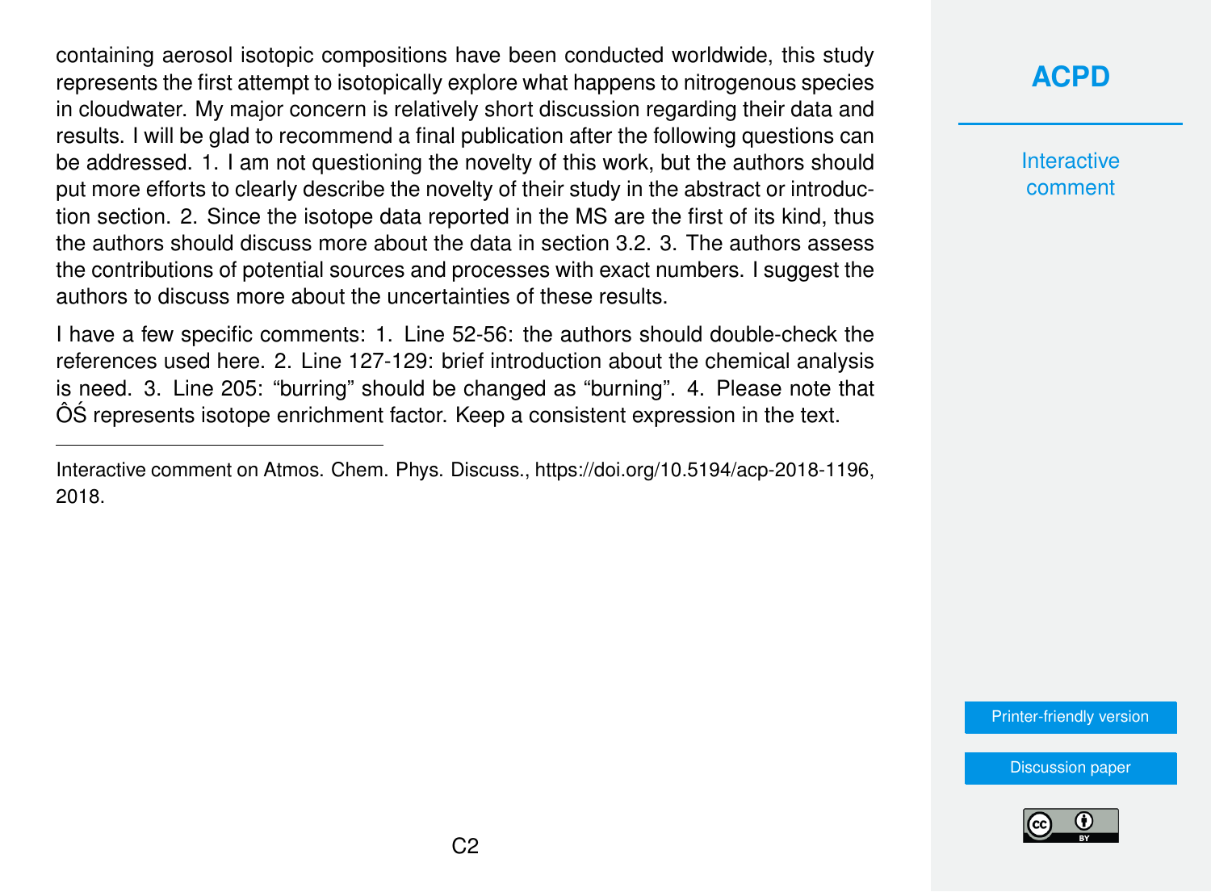containing aerosol isotopic compositions have been conducted worldwide, this study represents the first attempt to isotopically explore what happens to nitrogenous species in cloudwater. My major concern is relatively short discussion regarding their data and results. I will be glad to recommend a final publication after the following questions can be addressed. 1. I am not questioning the novelty of this work, but the authors should put more efforts to clearly describe the novelty of their study in the abstract or introduction section. 2. Since the isotope data reported in the MS are the first of its kind, thus the authors should discuss more about the data in section 3.2. 3. The authors assess the contributions of potential sources and processes with exact numbers. I suggest the authors to discuss more about the uncertainties of these results.

I have a few specific comments: 1. Line 52-56: the authors should double-check the references used here. 2. Line 127-129: brief introduction about the chemical analysis is need. 3. Line 205: "burring" should be changed as "burning". 4. Please note that ÔŚ represents isotope enrichment factor. Keep a consistent expression in the text.

---

Interactive comment on Atmos. Chem. Phys. Discuss., https://doi.org/10.5194/acp-2018-1196, 2018.